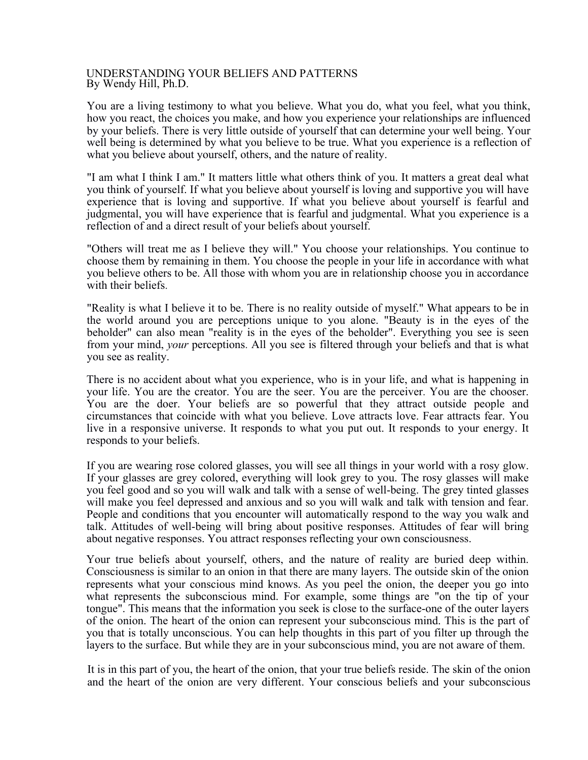# UNDERSTANDING YOUR BELIEFS AND PATTERNS

By Wendy Hill, Ph.D.

You are a living testimony to what you believe. What you do, what you feel, what you think, how you react, the choices you make, and how you experience your relationships are influenced by your beliefs. There is very little outside of yourself that can determine your well being. Your well being is determined by what you believe to be true. What you experience is a reflection of what you believe about yourself, others, and the nature of reality.

"I am what I think I am." It matters little what others think of you. It matters a great deal what you think of yourself. If what you believe about yourself is loving and supportive you will have experience that is loving and supportive. If what you believe about yourself is fearful and judgmental, you will have experience that is fearful and judgmental. What you experience is a reflection of and a direct result of your beliefs about yourself.

"Others will treat me as I believe they will." You choose your relationships. You continue to choose them by remaining in them. You choose the people in your life in accordance with what you believe others to be. All those with whom you are in relationship choose you in accordance with their beliefs.

"Reality is what I believe it to be. There is no reality outside of myself." What appears to be in the world around you are perceptions unique to you alone. "Beauty is in the eyes of the beholder" can also mean "reality is in the eyes of the beholder". Everything you see is seen from your mind, *your* perceptions. All you see is filtered through your beliefs and that is what you see as reality.

There is no accident about what you experience, who is in your life, and what is happening in your life. You are the creator. You are the seer. You are the perceiver. You are the chooser. You are the doer. Your beliefs are so powerful that they attract outside people and circumstances that coincide with what you believe. Love attracts love. Fear attracts fear. You live in a responsive universe. It responds to what you put out. It responds to your energy. It responds to your beliefs.

If you are wearing rose colored glasses, you will see all things in your world with a rosy glow. If your glasses are grey colored, everything will look grey to you. The rosy glasses will make you feel good and so you will walk and talk with a sense of well-being. The grey tinted glasses will make you feel depressed and anxious and so you will walk and talk with tension and fear. People and conditions that you encounter will automatically respond to the way you walk and talk. Attitudes of well-being will bring about positive responses. Attitudes of fear will bring about negative responses. You attract responses reflecting your own consciousness.

Your true beliefs about yourself, others, and the nature of reality are buried deep within. Consciousness is similar to an onion in that there are many layers. The outside skin of the onion represents what your conscious mind knows. As you peel the onion, the deeper you go into what represents the subconscious mind. For example, some things are "on the tip of your tongue". This means that the information you seek is close to the surface-one of the outer layers of the onion. The heart of the onion can represent your subconscious mind. This is the part of you that is totally unconscious. You can help thoughts in this part of you filter up through the layers to the surface. But while they are in your subconscious mind, you are not aware of them.

It is in this part of you, the heart of the onion, that your true beliefs reside. The skin of the onion and the heart of the onion are very different. Your conscious beliefs and your subconscious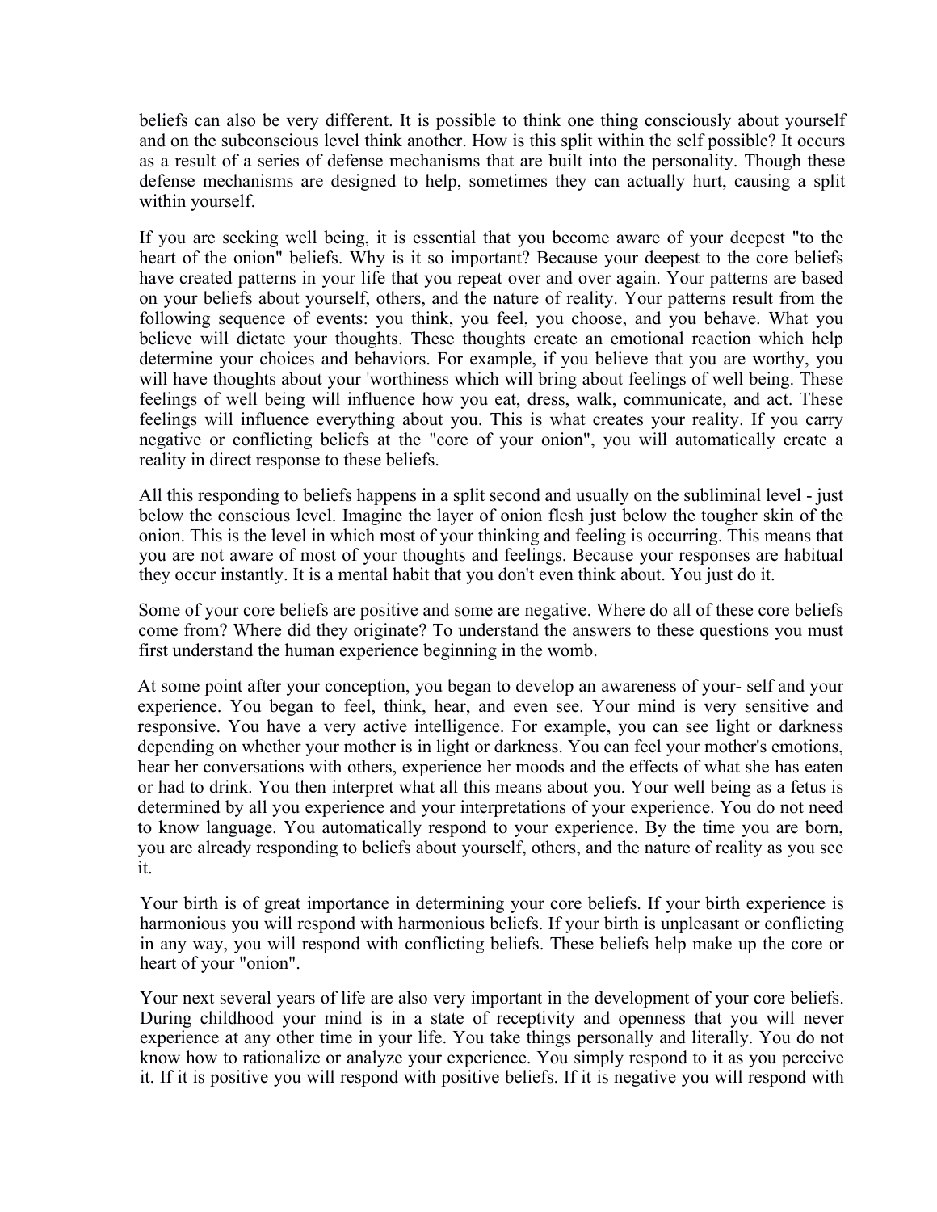beliefs can also be very different. It is possible to think one thing consciously about yourself and on the subconscious level think another. How is this split within the self possible? It occurs as a result of a series of defense mechanisms that are built into the personality. Though these defense mechanisms are designed to help, sometimes they can actually hurt, causing a split within yourself.

If you are seeking well being, it is essential that you become aware of your deepest "to the heart of the onion" beliefs. Why is it so important? Because your deepest to the core beliefs have created patterns in your life that you repeat over and over again. Your patterns are based on your beliefs about yourself, others, and the nature of reality. Your patterns result from the following sequence of events: you think, you feel, you choose, and you behave. What you believe will dictate your thoughts. These thoughts create an emotional reaction which help determine your choices and behaviors. For example, if you believe that you are worthy, you will have thoughts about your worthiness which will bring about feelings of well being. These feelings of well being will influence how you eat, dress, walk, communicate, and act. These feelings will influence everything about you. This is what creates your reality. If you carry negative or conflicting beliefs at the "core of your onion", you will automatically create a reality in direct response to these beliefs.

All this responding to beliefs happens in a split second and usually on the subliminal level - just below the conscious level. Imagine the layer of onion flesh just below the tougher skin of the onion. This is the level in which most of your thinking and feeling is occurring. This means that you are not aware of most of your thoughts and feelings. Because your responses are habitual they occur instantly. It is a mental habit that you don't even think about. You just do it.

Some of your core beliefs are positive and some are negative. Where do all of these core beliefs come from? Where did they originate? To understand the answers to these questions you must first understand the human experience beginning in the womb.

At some point after your conception, you began to develop an awareness of your- self and your experience. You began to feel, think, hear, and even see. Your mind is very sensitive and responsive. You have a very active intelligence. For example, you can see light or darkness depending on whether your mother is in light or darkness. You can feel your mother's emotions, hear her conversations with others, experience her moods and the effects of what she has eaten or had to drink. You then interpret what all this means about you. Your well being as a fetus is determined by all you experience and your interpretations of your experience. You do not need to know language. You automatically respond to your experience. By the time you are born, you are already responding to beliefs about yourself, others, and the nature of reality as you see it.

Your birth is of great importance in determining your core beliefs. If your birth experience is harmonious you will respond with harmonious beliefs. If your birth is unpleasant or conflicting in any way, you will respond with conflicting beliefs. These beliefs help make up the core or heart of your "onion".

Your next several years of life are also very important in the development of your core beliefs. During childhood your mind is in a state of receptivity and openness that you will never experience at any other time in your life. You take things personally and literally. You do not know how to rationalize or analyze your experience. You simply respond to it as you perceive it. If it is positive you will respond with positive beliefs. If it is negative you will respond with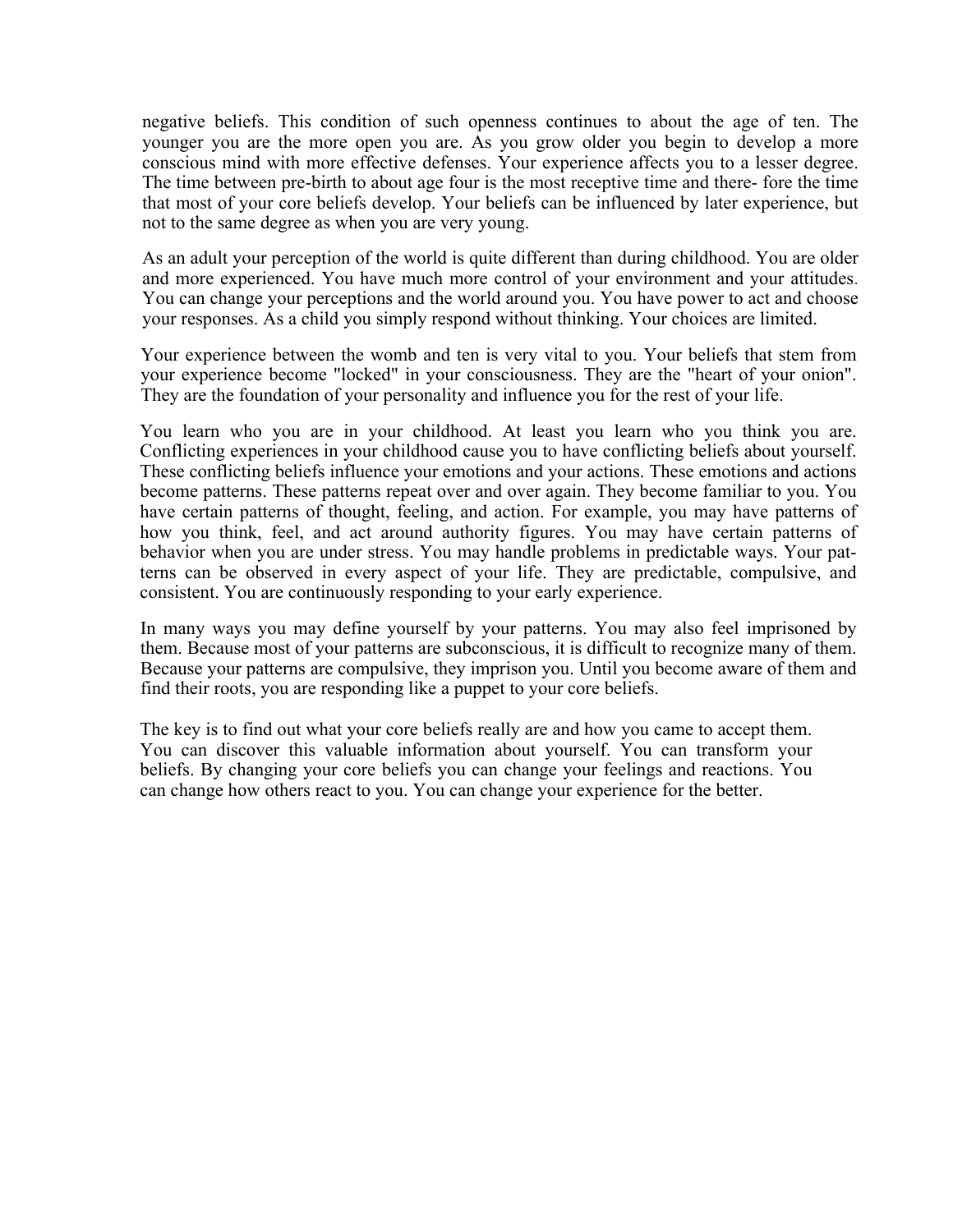negative beliefs. This condition of such openness continues to about the age of ten. The younger you are the more open you are. As you grow older you begin to develop a more conscious mind with more effective defenses. Your experience affects you to a lesser degree. The time between pre-birth to about age four is the most receptive time and there- fore the time that most of your core beliefs develop. Your beliefs can be influenced by later experience, but not to the same degree as when you are very young.

As an adult your perception of the world is quite different than during childhood. You are older and more experienced. You have much more control of your environment and your attitudes. You can change your perceptions and the world around you. You have power to act and choose your responses. As a child you simply respond without thinking. Your choices are limited.

Your experience between the womb and ten is very vital to you. Your beliefs that stem from your experience become "locked" in your consciousness. They are the "heart of your onion". They are the foundation of your personality and influence you for the rest of your life.

You learn who you are in your childhood. At least you learn who you think you are. Conflicting experiences in your childhood cause you to have conflicting beliefs about yourself. These conflicting beliefs influence your emotions and your actions. These emotions and actions become patterns. These patterns repeat over and over again. They become familiar to you. You have certain patterns of thought, feeling, and action. For example, you may have patterns of how you think, feel, and act around authority figures. You may have certain patterns of behavior when you are under stress. You may handle problems in predictable ways. Your patterns can be observed in every aspect of your life. They are predictable, compulsive, and consistent. You are continuously responding to your early experience.

In many ways you may define yourself by your patterns. You may also feel imprisoned by them. Because most of your patterns are subconscious, it is difficult to recognize many of them. Because your patterns are compulsive, they imprison you. Until you become aware of them and find their roots, you are responding like a puppet to your core beliefs.

The key is to find out what your core beliefs really are and how you came to accept them. You can discover this valuable information about yourself. You can transform your beliefs. By changing your core beliefs you can change your feelings and reactions. You can change how others react to you. You can change your experience for the better.